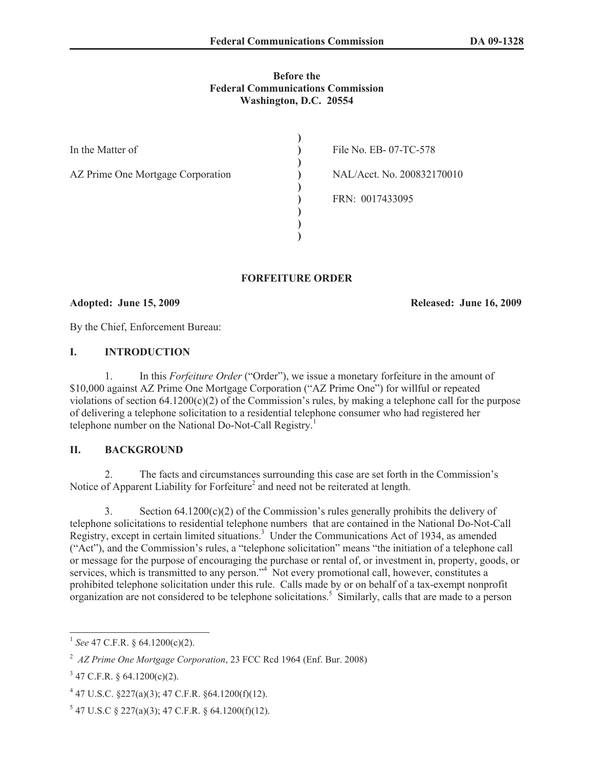**Before the**
**Federal Communications Commission**
**Washington, D.C. 20554**

| | | |
|---|---|---|
| In the Matter of | ) | File No. EB- 07-TC-578 |
| AZ Prime One Mortgage Corporation | ) | NAL/Acct. No. 200832170010 |
| | ) | FRN: 0017433095 |

## FORFEITURE ORDER

**Adopted: June 15, 2009** **Released: June 16, 2009**

By the Chief, Enforcement Bureau:

### I. INTRODUCTION

1. In this *Forfeiture Order* ("Order"), we issue a monetary forfeiture in the amount of $10,000 against AZ Prime One Mortgage Corporation ("AZ Prime One") for willful or repeated violations of section 64.1200(c)(2) of the Commission's rules, by making a telephone call for the purpose of delivering a telephone solicitation to a residential telephone consumer who had registered her telephone number on the National Do-Not-Call Registry.[1]

### II. BACKGROUND

2. The facts and circumstances surrounding this case are set forth in the Commission's Notice of Apparent Liability for Forfeiture[2] and need not be reiterated at length.

3. Section 64.1200(c)(2) of the Commission's rules generally prohibits the delivery of telephone solicitations to residential telephone numbers that are contained in the National Do-Not-Call Registry, except in certain limited situations.[3] Under the Communications Act of 1934, as amended ("Act"), and the Commission's rules, a "telephone solicitation" means "the initiation of a telephone call or message for the purpose of encouraging the purchase or rental of, or investment in, property, goods, or services, which is transmitted to any person."[4] Not every promotional call, however, constitutes a prohibited telephone solicitation under this rule. Calls made by or on behalf of a tax-exempt nonprofit organization are not considered to be telephone solicitations.[5] Similarly, calls that are made to a person

---

[1] *See* 47 C.F.R. § 64.1200(c)(2).

[2] *AZ Prime One Mortgage Corporation*, 23 FCC Rcd 1964 (Enf. Bur. 2008)

[3] 47 C.F.R. § 64.1200(c)(2).

[4] 47 U.S.C. §227(a)(3); 47 C.F.R. §64.1200(f)(12).

[5] 47 U.S.C § 227(a)(3); 47 C.F.R. § 64.1200(f)(12).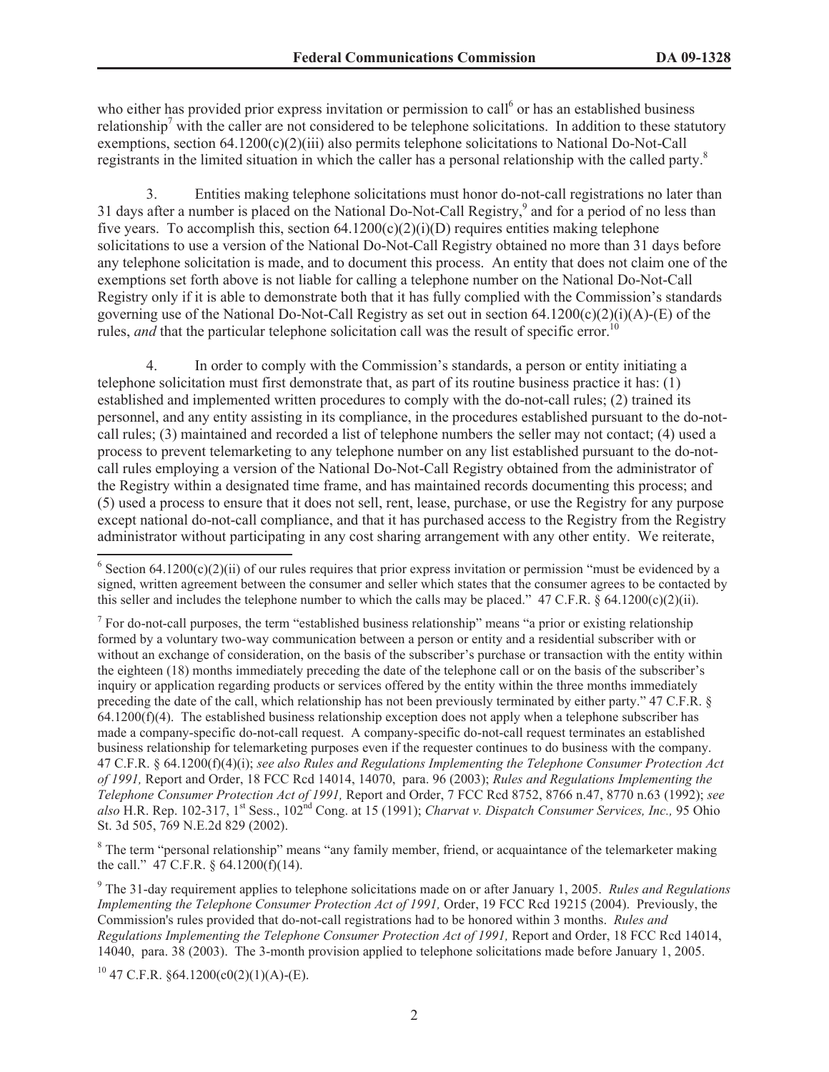who either has provided prior express invitation or permission to call[6] or has an established business relationship[7] with the caller are not considered to be telephone solicitations. In addition to these statutory exemptions, section 64.1200(c)(2)(iii) also permits telephone solicitations to National Do-Not-Call registrants in the limited situation in which the caller has a personal relationship with the called party.[8]

3. Entities making telephone solicitations must honor do-not-call registrations no later than 31 days after a number is placed on the National Do-Not-Call Registry,[9] and for a period of no less than five years. To accomplish this, section 64.1200(c)(2)(i)(D) requires entities making telephone solicitations to use a version of the National Do-Not-Call Registry obtained no more than 31 days before any telephone solicitation is made, and to document this process. An entity that does not claim one of the exemptions set forth above is not liable for calling a telephone number on the National Do-Not-Call Registry only if it is able to demonstrate both that it has fully complied with the Commission's standards governing use of the National Do-Not-Call Registry as set out in section 64.1200(c)(2)(i)(A)-(E) of the rules, *and* that the particular telephone solicitation call was the result of specific error.[10]

4. In order to comply with the Commission's standards, a person or entity initiating a telephone solicitation must first demonstrate that, as part of its routine business practice it has: (1) established and implemented written procedures to comply with the do-not-call rules; (2) trained its personnel, and any entity assisting in its compliance, in the procedures established pursuant to the do-not-call rules; (3) maintained and recorded a list of telephone numbers the seller may not contact; (4) used a process to prevent telemarketing to any telephone number on any list established pursuant to the do-not-call rules employing a version of the National Do-Not-Call Registry obtained from the administrator of the Registry within a designated time frame, and has maintained records documenting this process; and (5) used a process to ensure that it does not sell, rent, lease, purchase, or use the Registry for any purpose except national do-not-call compliance, and that it has purchased access to the Registry from the Registry administrator without participating in any cost sharing arrangement with any other entity. We reiterate,

---

[6] Section 64.1200(c)(2)(ii) of our rules requires that prior express invitation or permission "must be evidenced by a signed, written agreement between the consumer and seller which states that the consumer agrees to be contacted by this seller and includes the telephone number to which the calls may be placed." 47 C.F.R. § 64.1200(c)(2)(ii).

[7] For do-not-call purposes, the term "established business relationship" means "a prior or existing relationship formed by a voluntary two-way communication between a person or entity and a residential subscriber with or without an exchange of consideration, on the basis of the subscriber's purchase or transaction with the entity within the eighteen (18) months immediately preceding the date of the telephone call or on the basis of the subscriber's inquiry or application regarding products or services offered by the entity within the three months immediately preceding the date of the call, which relationship has not been previously terminated by either party." 47 C.F.R. § 64.1200(f)(4). The established business relationship exception does not apply when a telephone subscriber has made a company-specific do-not-call request. A company-specific do-not-call request terminates an established business relationship for telemarketing purposes even if the requester continues to do business with the company. 47 C.F.R. § 64.1200(f)(4)(i); *see also Rules and Regulations Implementing the Telephone Consumer Protection Act of 1991,* Report and Order, 18 FCC Rcd 14014, 14070, para. 96 (2003); *Rules and Regulations Implementing the Telephone Consumer Protection Act of 1991,* Report and Order, 7 FCC Rcd 8752, 8766 n.47, 8770 n.63 (1992); *see also* H.R. Rep. 102-317, 1st Sess., 102nd Cong. at 15 (1991); *Charvat v. Dispatch Consumer Services, Inc.,* 95 Ohio St. 3d 505, 769 N.E.2d 829 (2002).

[8] The term "personal relationship" means "any family member, friend, or acquaintance of the telemarketer making the call." 47 C.F.R. § 64.1200(f)(14).

[9] The 31-day requirement applies to telephone solicitations made on or after January 1, 2005. *Rules and Regulations Implementing the Telephone Consumer Protection Act of 1991,* Order, 19 FCC Rcd 19215 (2004). Previously, the Commission's rules provided that do-not-call registrations had to be honored within 3 months. *Rules and Regulations Implementing the Telephone Consumer Protection Act of 1991,* Report and Order, 18 FCC Rcd 14014, 14040, para. 38 (2003). The 3-month provision applied to telephone solicitations made before January 1, 2005.

[10] 47 C.F.R. §64.1200(c0(2)(1)(A)-(E).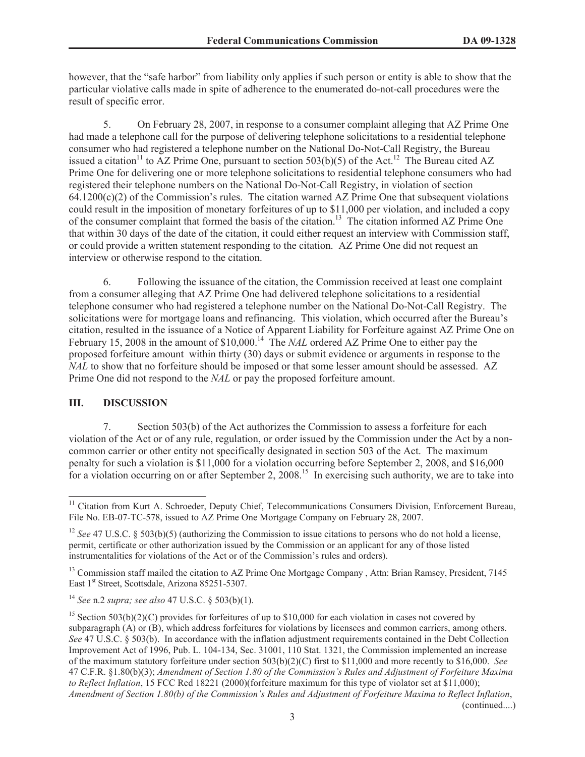however, that the "safe harbor" from liability only applies if such person or entity is able to show that the particular violative calls made in spite of adherence to the enumerated do-not-call procedures were the result of specific error.

5. On February 28, 2007, in response to a consumer complaint alleging that AZ Prime One had made a telephone call for the purpose of delivering telephone solicitations to a residential telephone consumer who had registered a telephone number on the National Do-Not-Call Registry, the Bureau issued a citation[11] to AZ Prime One, pursuant to section 503(b)(5) of the Act.[12] The Bureau cited AZ Prime One for delivering one or more telephone solicitations to residential telephone consumers who had registered their telephone numbers on the National Do-Not-Call Registry, in violation of section 64.1200(c)(2) of the Commission's rules. The citation warned AZ Prime One that subsequent violations could result in the imposition of monetary forfeitures of up to $11,000 per violation, and included a copy of the consumer complaint that formed the basis of the citation.[13] The citation informed AZ Prime One that within 30 days of the date of the citation, it could either request an interview with Commission staff, or could provide a written statement responding to the citation. AZ Prime One did not request an interview or otherwise respond to the citation.

6. Following the issuance of the citation, the Commission received at least one complaint from a consumer alleging that AZ Prime One had delivered telephone solicitations to a residential telephone consumer who had registered a telephone number on the National Do-Not-Call Registry. The solicitations were for mortgage loans and refinancing. This violation, which occurred after the Bureau's citation, resulted in the issuance of a Notice of Apparent Liability for Forfeiture against AZ Prime One on February 15, 2008 in the amount of $10,000.[14] The *NAL* ordered AZ Prime One to either pay the proposed forfeiture amount within thirty (30) days or submit evidence or arguments in response to the *NAL* to show that no forfeiture should be imposed or that some lesser amount should be assessed. AZ Prime One did not respond to the *NAL* or pay the proposed forfeiture amount.

## III. DISCUSSION

7. Section 503(b) of the Act authorizes the Commission to assess a forfeiture for each violation of the Act or of any rule, regulation, or order issued by the Commission under the Act by a non-common carrier or other entity not specifically designated in section 503 of the Act. The maximum penalty for such a violation is $11,000 for a violation occurring before September 2, 2008, and $16,000 for a violation occurring on or after September 2, 2008.[15] In exercising such authority, we are to take into

---

[11] Citation from Kurt A. Schroeder, Deputy Chief, Telecommunications Consumers Division, Enforcement Bureau, File No. EB-07-TC-578, issued to AZ Prime One Mortgage Company on February 28, 2007.

[12] *See* 47 U.S.C. § 503(b)(5) (authorizing the Commission to issue citations to persons who do not hold a license, permit, certificate or other authorization issued by the Commission or an applicant for any of those listed instrumentalities for violations of the Act or of the Commission's rules and orders).

[13] Commission staff mailed the citation to AZ Prime One Mortgage Company , Attn: Brian Ramsey, President, 7145 East 1st Street, Scottsdale, Arizona 85251-5307.

[14] *See* n.2 *supra; see also* 47 U.S.C. § 503(b)(1).

[15] Section 503(b)(2)(C) provides for forfeitures of up to $10,000 for each violation in cases not covered by subparagraph (A) or (B), which address forfeitures for violations by licensees and common carriers, among others. *See* 47 U.S.C. § 503(b). In accordance with the inflation adjustment requirements contained in the Debt Collection Improvement Act of 1996, Pub. L. 104-134, Sec. 31001, 110 Stat. 1321, the Commission implemented an increase of the maximum statutory forfeiture under section 503(b)(2)(C) first to $11,000 and more recently to $16,000. *See* 47 C.F.R. §1.80(b)(3); *Amendment of Section 1.80 of the Commission's Rules and Adjustment of Forfeiture Maxima to Reflect Inflation*, 15 FCC Rcd 18221 (2000)(forfeiture maximum for this type of violator set at $11,000); *Amendment of Section 1.80(b) of the Commission's Rules and Adjustment of Forfeiture Maxima to Reflect Inflation*, (continued....)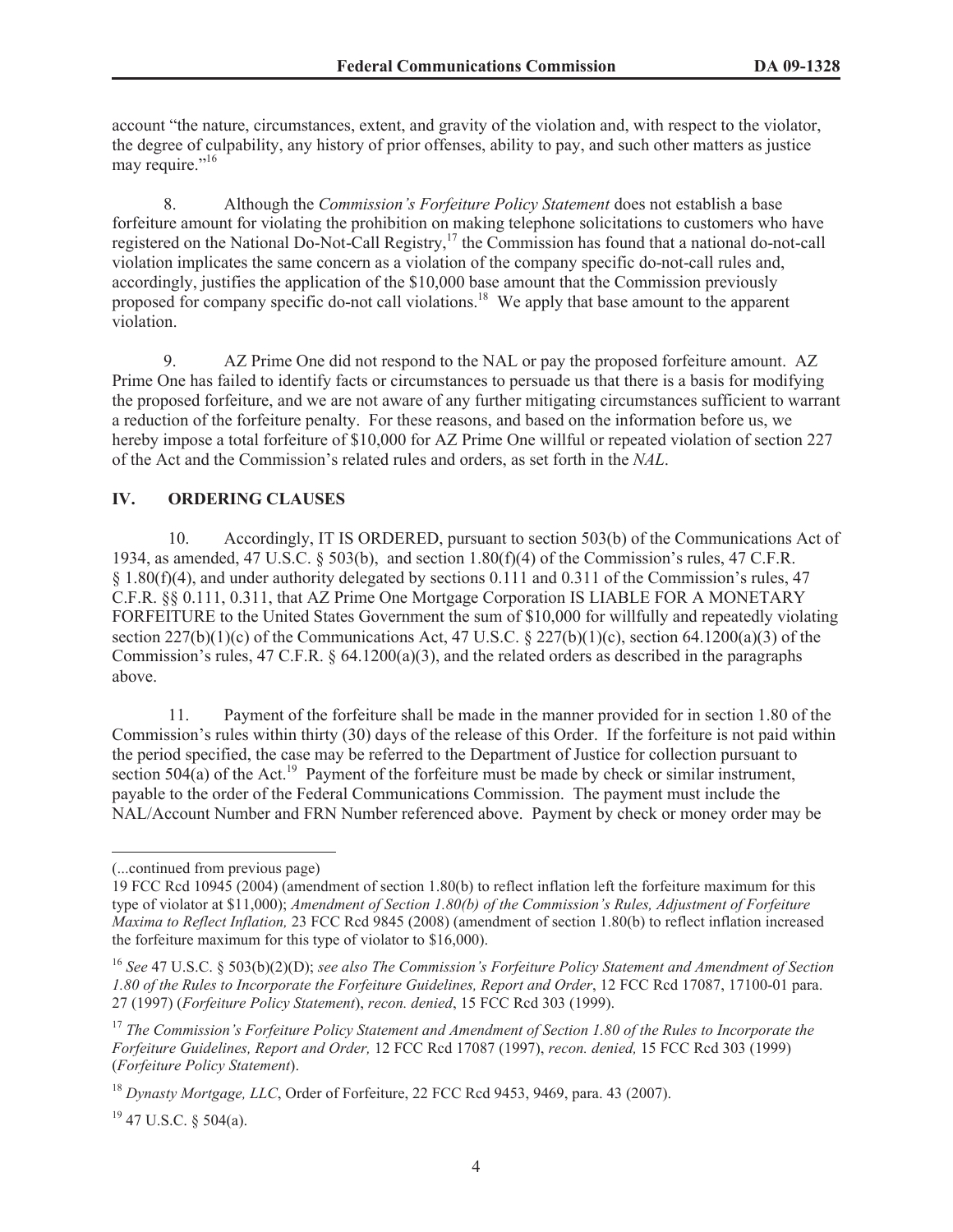account "the nature, circumstances, extent, and gravity of the violation and, with respect to the violator, the degree of culpability, any history of prior offenses, ability to pay, and such other matters as justice may require."[16]

8. Although the *Commission's Forfeiture Policy Statement* does not establish a base forfeiture amount for violating the prohibition on making telephone solicitations to customers who have registered on the National Do-Not-Call Registry,[17] the Commission has found that a national do-not-call violation implicates the same concern as a violation of the company specific do-not-call rules and, accordingly, justifies the application of the $10,000 base amount that the Commission previously proposed for company specific do-not call violations.[18] We apply that base amount to the apparent violation.

9. AZ Prime One did not respond to the NAL or pay the proposed forfeiture amount. AZ Prime One has failed to identify facts or circumstances to persuade us that there is a basis for modifying the proposed forfeiture, and we are not aware of any further mitigating circumstances sufficient to warrant a reduction of the forfeiture penalty. For these reasons, and based on the information before us, we hereby impose a total forfeiture of $10,000 for AZ Prime One willful or repeated violation of section 227 of the Act and the Commission's related rules and orders, as set forth in the *NAL*.

## IV. ORDERING CLAUSES

10. Accordingly, IT IS ORDERED, pursuant to section 503(b) of the Communications Act of 1934, as amended, 47 U.S.C. § 503(b), and section 1.80(f)(4) of the Commission's rules, 47 C.F.R. § 1.80(f)(4), and under authority delegated by sections 0.111 and 0.311 of the Commission's rules, 47 C.F.R. §§ 0.111, 0.311, that AZ Prime One Mortgage Corporation IS LIABLE FOR A MONETARY FORFEITURE to the United States Government the sum of $10,000 for willfully and repeatedly violating section 227(b)(1)(c) of the Communications Act, 47 U.S.C. § 227(b)(1)(c), section 64.1200(a)(3) of the Commission's rules, 47 C.F.R. § 64.1200(a)(3), and the related orders as described in the paragraphs above.

11. Payment of the forfeiture shall be made in the manner provided for in section 1.80 of the Commission's rules within thirty (30) days of the release of this Order. If the forfeiture is not paid within the period specified, the case may be referred to the Department of Justice for collection pursuant to section 504(a) of the Act.[19] Payment of the forfeiture must be made by check or similar instrument, payable to the order of the Federal Communications Commission. The payment must include the NAL/Account Number and FRN Number referenced above. Payment by check or money order may be

---

(...continued from previous page)
19 FCC Rcd 10945 (2004) (amendment of section 1.80(b) to reflect inflation left the forfeiture maximum for this type of violator at $11,000); *Amendment of Section 1.80(b) of the Commission's Rules, Adjustment of Forfeiture Maxima to Reflect Inflation,* 23 FCC Rcd 9845 (2008) (amendment of section 1.80(b) to reflect inflation increased the forfeiture maximum for this type of violator to $16,000).

[16] *See* 47 U.S.C. § 503(b)(2)(D); *see also The Commission's Forfeiture Policy Statement and Amendment of Section 1.80 of the Rules to Incorporate the Forfeiture Guidelines, Report and Order*, 12 FCC Rcd 17087, 17100-01 para. 27 (1997) (*Forfeiture Policy Statement*), *recon. denied*, 15 FCC Rcd 303 (1999).

[17] *The Commission's Forfeiture Policy Statement and Amendment of Section 1.80 of the Rules to Incorporate the Forfeiture Guidelines, Report and Order,* 12 FCC Rcd 17087 (1997), *recon. denied,* 15 FCC Rcd 303 (1999) (*Forfeiture Policy Statement*).

[18] *Dynasty Mortgage, LLC*, Order of Forfeiture, 22 FCC Rcd 9453, 9469, para. 43 (2007).

[19] 47 U.S.C. § 504(a).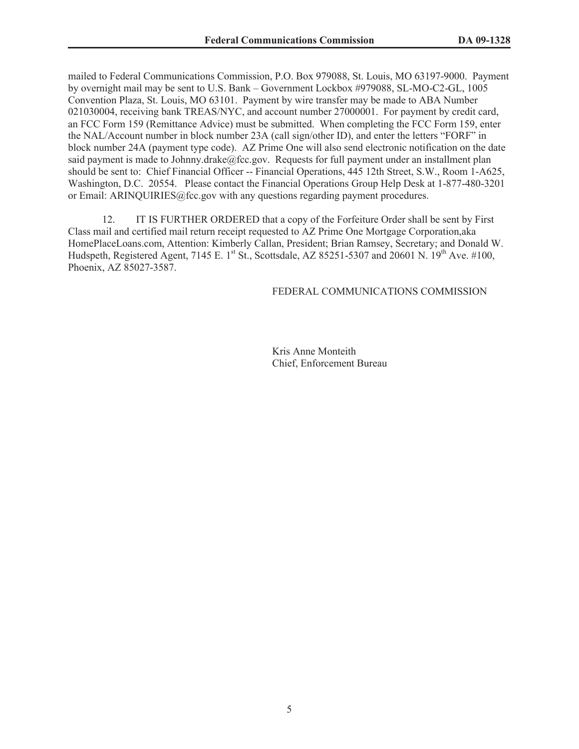mailed to Federal Communications Commission, P.O. Box 979088, St. Louis, MO 63197-9000. Payment by overnight mail may be sent to U.S. Bank – Government Lockbox #979088, SL-MO-C2-GL, 1005 Convention Plaza, St. Louis, MO 63101. Payment by wire transfer may be made to ABA Number 021030004, receiving bank TREAS/NYC, and account number 27000001. For payment by credit card, an FCC Form 159 (Remittance Advice) must be submitted. When completing the FCC Form 159, enter the NAL/Account number in block number 23A (call sign/other ID), and enter the letters "FORF" in block number 24A (payment type code). AZ Prime One will also send electronic notification on the date said payment is made to Johnny.drake@fcc.gov. Requests for full payment under an installment plan should be sent to: Chief Financial Officer -- Financial Operations, 445 12th Street, S.W., Room 1-A625, Washington, D.C. 20554. Please contact the Financial Operations Group Help Desk at 1-877-480-3201 or Email: ARINQUIRIES@fcc.gov with any questions regarding payment procedures.

12. IT IS FURTHER ORDERED that a copy of the Forfeiture Order shall be sent by First Class mail and certified mail return receipt requested to AZ Prime One Mortgage Corporation,aka HomePlaceLoans.com, Attention: Kimberly Callan, President; Brian Ramsey, Secretary; and Donald W. Hudspeth, Registered Agent, 7145 E. 1st St., Scottsdale, AZ 85251-5307 and 20601 N. 19th Ave. #100, Phoenix, AZ 85027-3587.

FEDERAL COMMUNICATIONS COMMISSION

Kris Anne Monteith
Chief, Enforcement Bureau